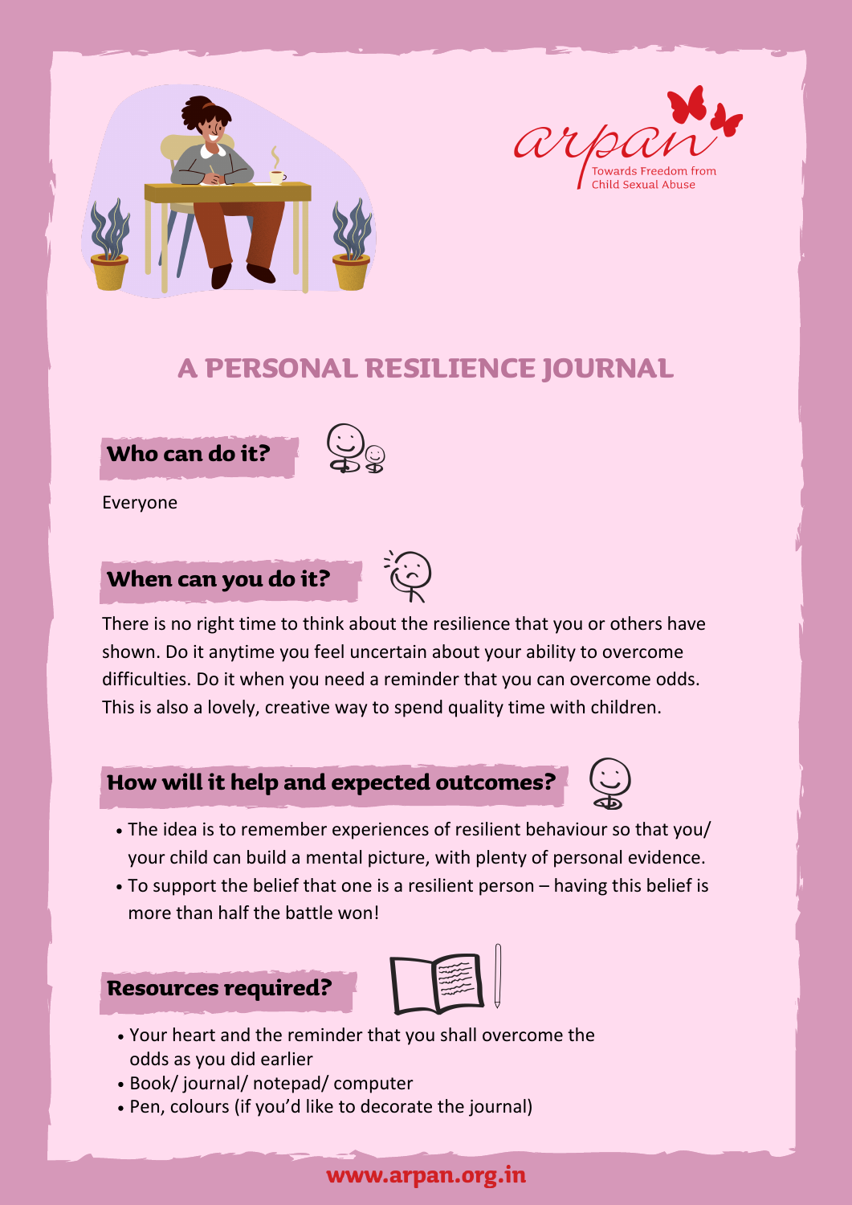arpan

Towards Freedom from Child Sexual Abuse

# A PERSONAL RESILIENCE JOURNAL

## Who can do it?

Everyone

## When can you do it?

There is no right time to think about the resilience that you or others have shown. Do it anytime you feel uncertain about your ability to overcome difficulties. Do it when you need a reminder that you can overcome odds. This is also a lovely, creative way to spend quality time with children.

## How will it help and expected outcomes?

- The idea is to remember experiences of resilient behaviour so that you/ your child can build a mental picture, with plenty of personal evidence.
- To support the belief that one is a resilient person – having this belief is more than half the battle won!

## Resources required?

- Your heart and the reminder that you shall overcome the odds as you did earlier
- Book/ journal/ notepad/ computer
- Pen, colours (if you'd like to decorate the journal)

www.arpan.org.in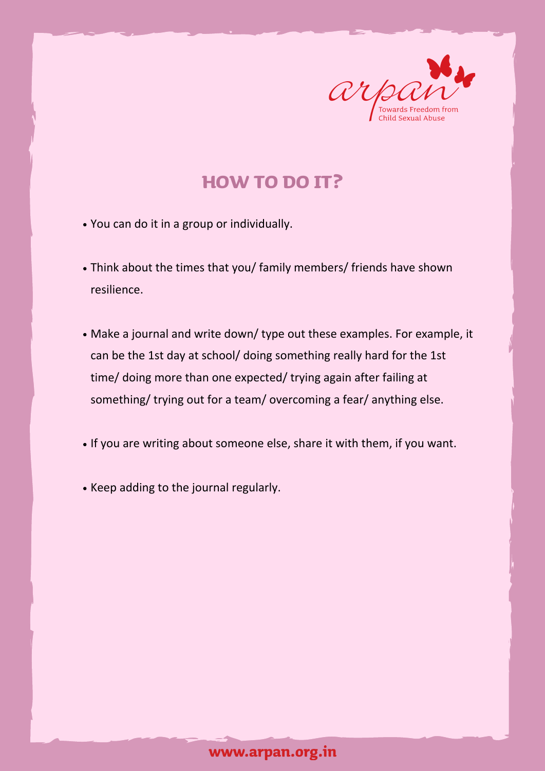arpan
Towards Freedom from Child Sexual Abuse

## HOW TO DO IT?

- You can do it in a group or individually.
- Think about the times that you/ family members/ friends have shown resilience.
- Make a journal and write down/ type out these examples. For example, it can be the 1st day at school/ doing something really hard for the 1st time/ doing more than one expected/ trying again after failing at something/ trying out for a team/ overcoming a fear/ anything else.
- If you are writing about someone else, share it with them, if you want.
- Keep adding to the journal regularly.

www.arpan.org.in